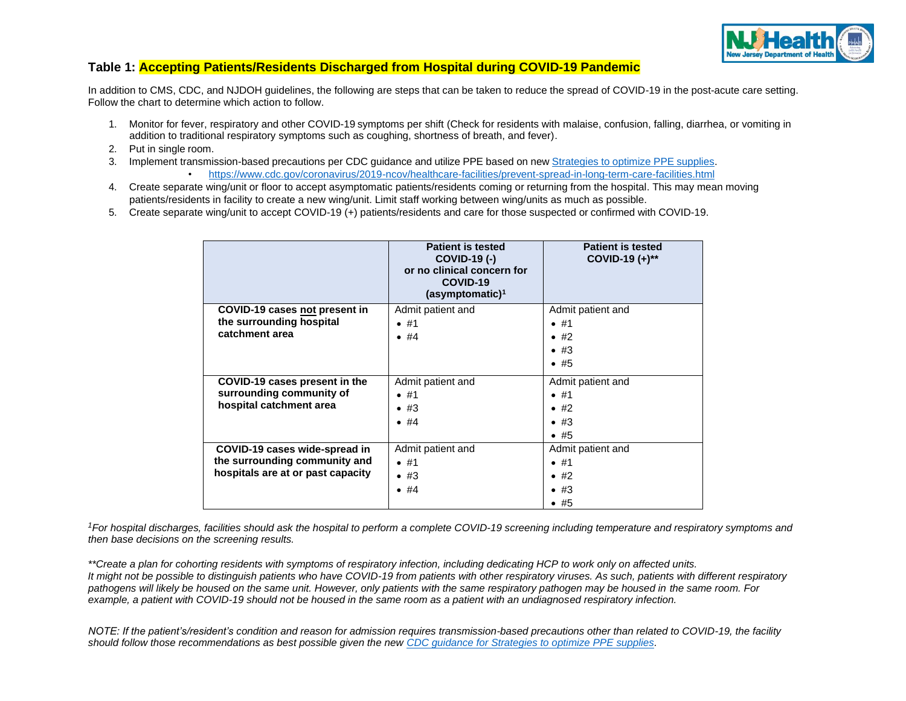## Table 1: Accepting Patients/Residents Discharged from Hospital during COVID-19 Pandemic

In addition to CMS, CDC, and NJDOH guidelines, the following are steps that can be taken to reduce the spread of COVID-19 in the post-acute care setting. Follow the chart to determine which action to follow.

1. Monitor for fever, respiratory and other COVID-19 symptoms per shift (Check for residents with malaise, confusion, falling, diarrhea, or vomiting in addition to traditional respiratory symptoms such as coughing, shortness of breath, and fever).
2. Put in single room.
3. Implement transmission-based precautions per CDC guidance and utilize PPE based on new [Strategies to optimize PPE supplies](https://www.cdc.gov/coronavirus/2019-ncov/healthcare-facilities/prevent-spread-in-long-term-care-facilities.html).
   - https://www.cdc.gov/coronavirus/2019-ncov/healthcare-facilities/prevent-spread-in-long-term-care-facilities.html
4. Create separate wing/unit or floor to accept asymptomatic patients/residents coming or returning from the hospital. This may mean moving patients/residents in facility to create a new wing/unit. Limit staff working between wing/units as much as possible.
5. Create separate wing/unit to accept COVID-19 (+) patients/residents and care for those suspected or confirmed with COVID-19.

| | **Patient is tested COVID-19 (-) or no clinical concern for COVID-19 (asymptomatic)[1]** | **Patient is tested COVID-19 (+)\*\*** |
|---|---|---|
| **COVID-19 cases not present in the surrounding hospital catchment area** | Admit patient and<br>• #1<br>• #4 | Admit patient and<br>• #1<br>• #2<br>• #3<br>• #5 |
| **COVID-19 cases present in the surrounding community of hospital catchment area** | Admit patient and<br>• #1<br>• #3<br>• #4 | Admit patient and<br>• #1<br>• #2<br>• #3<br>• #5 |
| **COVID-19 cases wide-spread in the surrounding community and hospitals are at or past capacity** | Admit patient and<br>• #1<br>• #3<br>• #4 | Admit patient and<br>• #1<br>• #2<br>• #3<br>• #5 |

*[1]For hospital discharges, facilities should ask the hospital to perform a complete COVID-19 screening including temperature and respiratory symptoms and then base decisions on the screening results.*

*\*\*Create a plan for cohorting residents with symptoms of respiratory infection, including dedicating HCP to work only on affected units. It might not be possible to distinguish patients who have COVID-19 from patients with other respiratory viruses. As such, patients with different respiratory pathogens will likely be housed on the same unit. However, only patients with the same respiratory pathogen may be housed in the same room. For example, a patient with COVID-19 should not be housed in the same room as a patient with an undiagnosed respiratory infection.*

*NOTE: If the patient's/resident's condition and reason for admission requires transmission-based precautions other than related to COVID-19, the facility should follow those recommendations as best possible given the new [CDC guidance for Strategies to optimize PPE supplies](https://www.cdc.gov/coronavirus/2019-ncov/healthcare-facilities/prevent-spread-in-long-term-care-facilities.html).*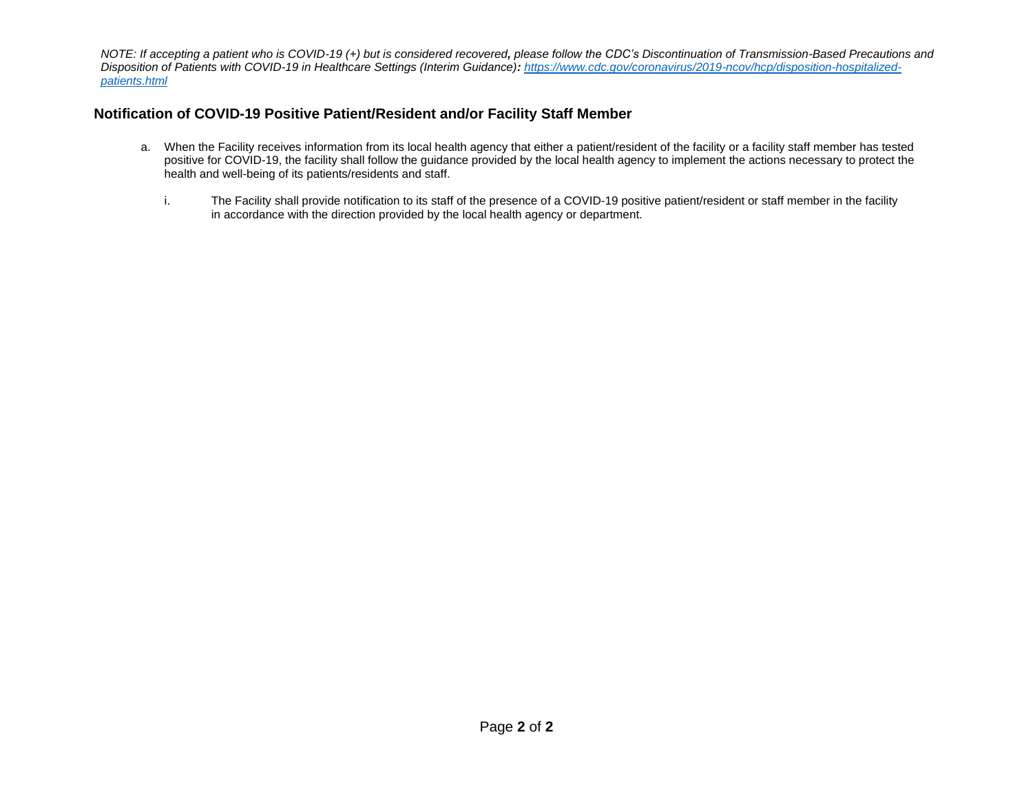*NOTE: If accepting a patient who is COVID-19 (+) but is considered recovered, please follow the CDC's Discontinuation of Transmission-Based Precautions and Disposition of Patients with COVID-19 in Healthcare Settings (Interim Guidance): [https://www.cdc.gov/coronavirus/2019-ncov/hcp/disposition-hospitalized-patients.html](https://www.cdc.gov/coronavirus/2019-ncov/hcp/disposition-hospitalized-patients.html)*

## Notification of COVID-19 Positive Patient/Resident and/or Facility Staff Member

a. When the Facility receives information from its local health agency that either a patient/resident of the facility or a facility staff member has tested positive for COVID-19, the facility shall follow the guidance provided by the local health agency to implement the actions necessary to protect the health and well-being of its patients/residents and staff.

   i. The Facility shall provide notification to its staff of the presence of a COVID-19 positive patient/resident or staff member in the facility in accordance with the direction provided by the local health agency or department.